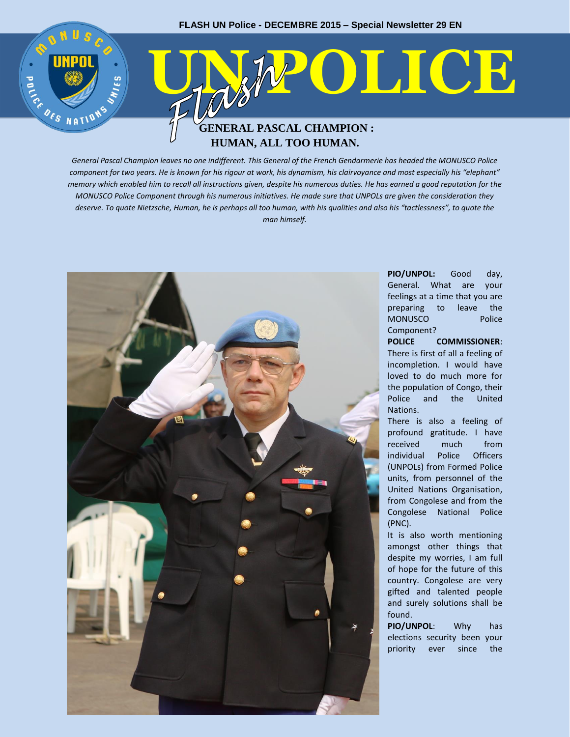FLASH UN Police - DECEMBRE 2015 – Special Newsletter 29 EN

# UN Flash POLICE

## GENERAL PASCAL CHAMPION : HUMAN, ALL TOO HUMAN.

*General Pascal Champion leaves no one indifferent. This General of the French Gendarmerie has headed the MONUSCO Police component for two years. He is known for his rigour at work, his dynamism, his clairvoyance and most especially his "elephant" memory which enabled him to recall all instructions given, despite his numerous duties. He has earned a good reputation for the MONUSCO Police Component through his numerous initiatives. He made sure that UNPOLs are given the consideration they deserve. To quote Nietzsche, Human, he is perhaps all too human, with his qualities and also his "tactlessness", to quote the man himself.*

**PIO/UNPOL:** Good day, General. What are your feelings at a time that you are preparing to leave the MONUSCO Police Component?

**POLICE COMMISSIONER**: There is first of all a feeling of incompletion. I would have loved to do much more for the population of Congo, their Police and the United Nations.

There is also a feeling of profound gratitude. I have received much from individual Police Officers (UNPOLs) from Formed Police units, from personnel of the United Nations Organisation, from Congolese and from the Congolese National Police (PNC).

It is also worth mentioning amongst other things that despite my worries, I am full of hope for the future of this country. Congolese are very gifted and talented people and surely solutions shall be found.

**PIO/UNPOL**: Why has elections security been your priority ever since the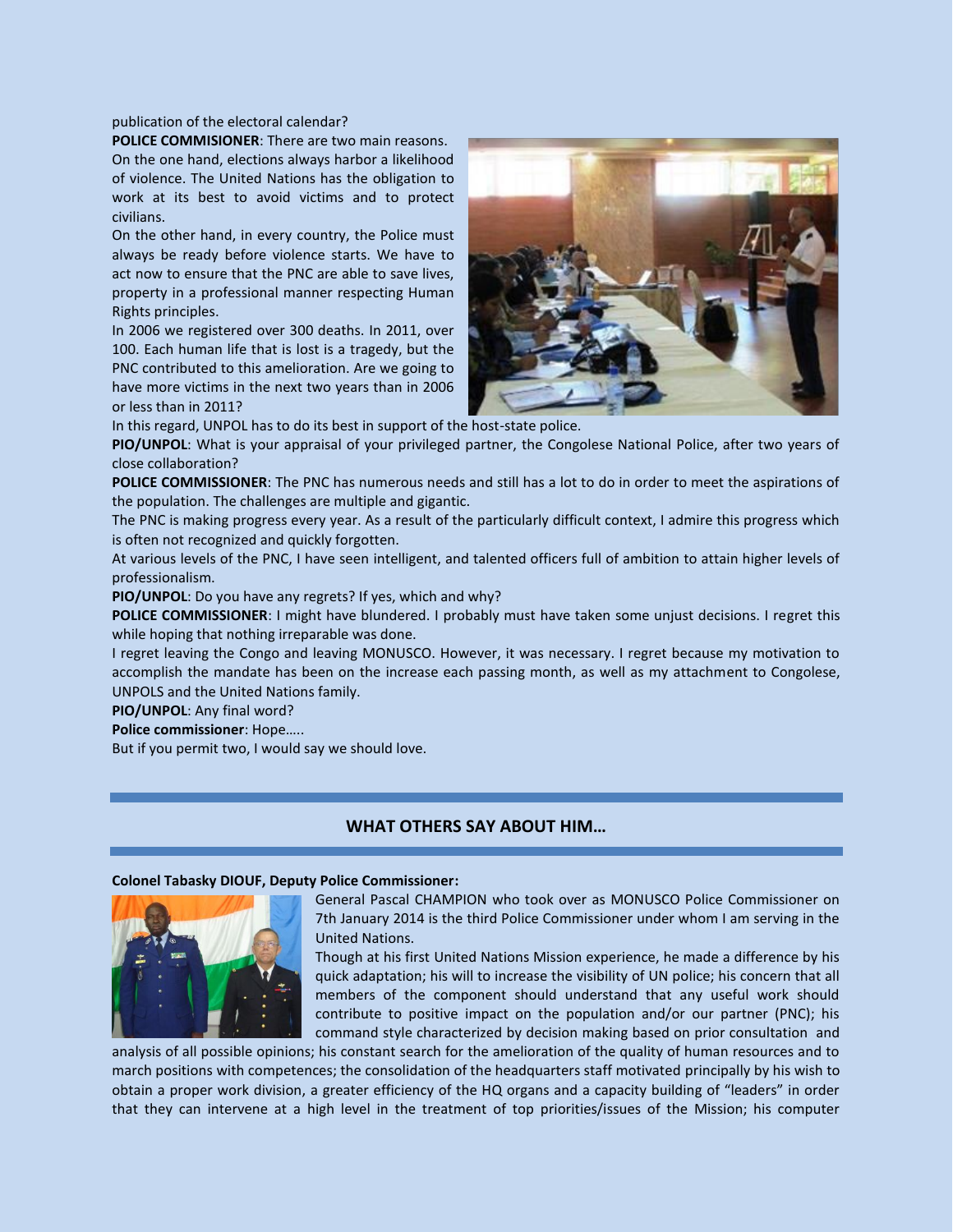publication of the electoral calendar?

**POLICE COMMISIONER**: There are two main reasons. On the one hand, elections always harbor a likelihood of violence. The United Nations has the obligation to work at its best to avoid victims and to protect civilians.

On the other hand, in every country, the Police must always be ready before violence starts. We have to act now to ensure that the PNC are able to save lives, property in a professional manner respecting Human Rights principles.

In 2006 we registered over 300 deaths. In 2011, over 100. Each human life that is lost is a tragedy, but the PNC contributed to this amelioration. Are we going to have more victims in the next two years than in 2006 or less than in 2011?

In this regard, UNPOL has to do its best in support of the host-state police.

**PIO/UNPOL**: What is your appraisal of your privileged partner, the Congolese National Police, after two years of close collaboration?

**POLICE COMMISSIONER**: The PNC has numerous needs and still has a lot to do in order to meet the aspirations of the population. The challenges are multiple and gigantic.

The PNC is making progress every year. As a result of the particularly difficult context, I admire this progress which is often not recognized and quickly forgotten.

At various levels of the PNC, I have seen intelligent, and talented officers full of ambition to attain higher levels of professionalism.

**PIO/UNPOL**: Do you have any regrets? If yes, which and why?

**POLICE COMMISSIONER**: I might have blundered. I probably must have taken some unjust decisions. I regret this while hoping that nothing irreparable was done.

I regret leaving the Congo and leaving MONUSCO. However, it was necessary. I regret because my motivation to accomplish the mandate has been on the increase each passing month, as well as my attachment to Congolese, UNPOLS and the United Nations family.

**PIO/UNPOL**: Any final word?

**Police commissioner**: Hope…..

But if you permit two, I would say we should love.

## WHAT OTHERS SAY ABOUT HIM…

**Colonel Tabasky DIOUF, Deputy Police Commissioner:**

General Pascal CHAMPION who took over as MONUSCO Police Commissioner on 7th January 2014 is the third Police Commissioner under whom I am serving in the United Nations.

Though at his first United Nations Mission experience, he made a difference by his quick adaptation; his will to increase the visibility of UN police; his concern that all members of the component should understand that any useful work should contribute to positive impact on the population and/or our partner (PNC); his command style characterized by decision making based on prior consultation and analysis of all possible opinions; his constant search for the amelioration of the quality of human resources and to march positions with competences; the consolidation of the headquarters staff motivated principally by his wish to obtain a proper work division, a greater efficiency of the HQ organs and a capacity building of "leaders" in order that they can intervene at a high level in the treatment of top priorities/issues of the Mission; his computer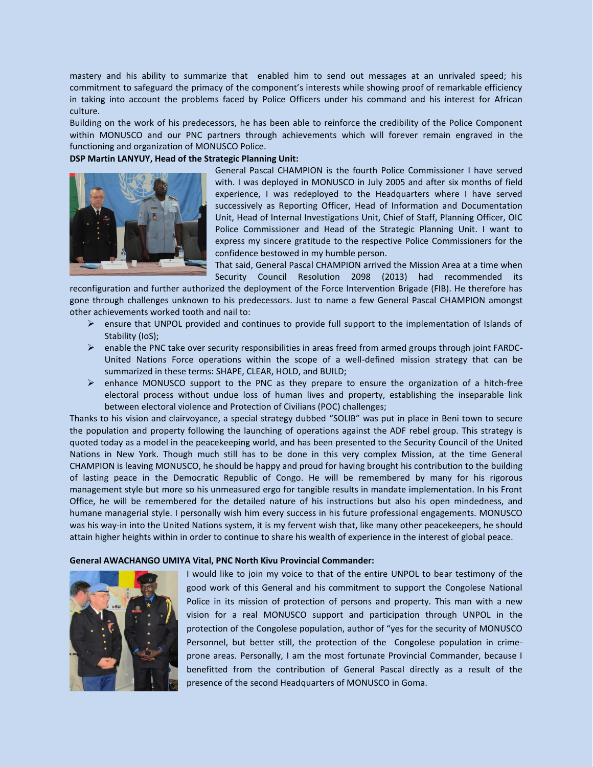mastery and his ability to summarize that enabled him to send out messages at an unrivaled speed; his commitment to safeguard the primacy of the component's interests while showing proof of remarkable efficiency in taking into account the problems faced by Police Officers under his command and his interest for African culture.

Building on the work of his predecessors, he has been able to reinforce the credibility of the Police Component within MONUSCO and our PNC partners through achievements which will forever remain engraved in the functioning and organization of MONUSCO Police.

**DSP Martin LANYUY, Head of the Strategic Planning Unit:**

General Pascal CHAMPION is the fourth Police Commissioner I have served with. I was deployed in MONUSCO in July 2005 and after six months of field experience, I was redeployed to the Headquarters where I have served successively as Reporting Officer, Head of Information and Documentation Unit, Head of Internal Investigations Unit, Chief of Staff, Planning Officer, OIC Police Commissioner and Head of the Strategic Planning Unit. I want to express my sincere gratitude to the respective Police Commissioners for the confidence bestowed in my humble person.

That said, General Pascal CHAMPION arrived the Mission Area at a time when Security Council Resolution 2098 (2013) had recommended its reconfiguration and further authorized the deployment of the Force Intervention Brigade (FIB). He therefore has gone through challenges unknown to his predecessors. Just to name a few General Pascal CHAMPION amongst other achievements worked tooth and nail to:

- ensure that UNPOL provided and continues to provide full support to the implementation of Islands of Stability (IoS);
- enable the PNC take over security responsibilities in areas freed from armed groups through joint FARDC-United Nations Force operations within the scope of a well-defined mission strategy that can be summarized in these terms: SHAPE, CLEAR, HOLD, and BUILD;
- enhance MONUSCO support to the PNC as they prepare to ensure the organization of a hitch-free electoral process without undue loss of human lives and property, establishing the inseparable link between electoral violence and Protection of Civilians (POC) challenges;

Thanks to his vision and clairvoyance, a special strategy dubbed "SOLIB" was put in place in Beni town to secure the population and property following the launching of operations against the ADF rebel group. This strategy is quoted today as a model in the peacekeeping world, and has been presented to the Security Council of the United Nations in New York. Though much still has to be done in this very complex Mission, at the time General CHAMPION is leaving MONUSCO, he should be happy and proud for having brought his contribution to the building of lasting peace in the Democratic Republic of Congo. He will be remembered by many for his rigorous management style but more so his unmeasured ergo for tangible results in mandate implementation. In his Front Office, he will be remembered for the detailed nature of his instructions but also his open mindedness, and humane managerial style. I personally wish him every success in his future professional engagements. MONUSCO was his way-in into the United Nations system, it is my fervent wish that, like many other peacekeepers, he should attain higher heights within in order to continue to share his wealth of experience in the interest of global peace.

**General AWACHANGO UMIYA Vital, PNC North Kivu Provincial Commander:**

I would like to join my voice to that of the entire UNPOL to bear testimony of the good work of this General and his commitment to support the Congolese National Police in its mission of protection of persons and property. This man with a new vision for a real MONUSCO support and participation through UNPOL in the protection of the Congolese population, author of "yes for the security of MONUSCO Personnel, but better still, the protection of the Congolese population in crime-prone areas. Personally, I am the most fortunate Provincial Commander, because I benefitted from the contribution of General Pascal directly as a result of the presence of the second Headquarters of MONUSCO in Goma.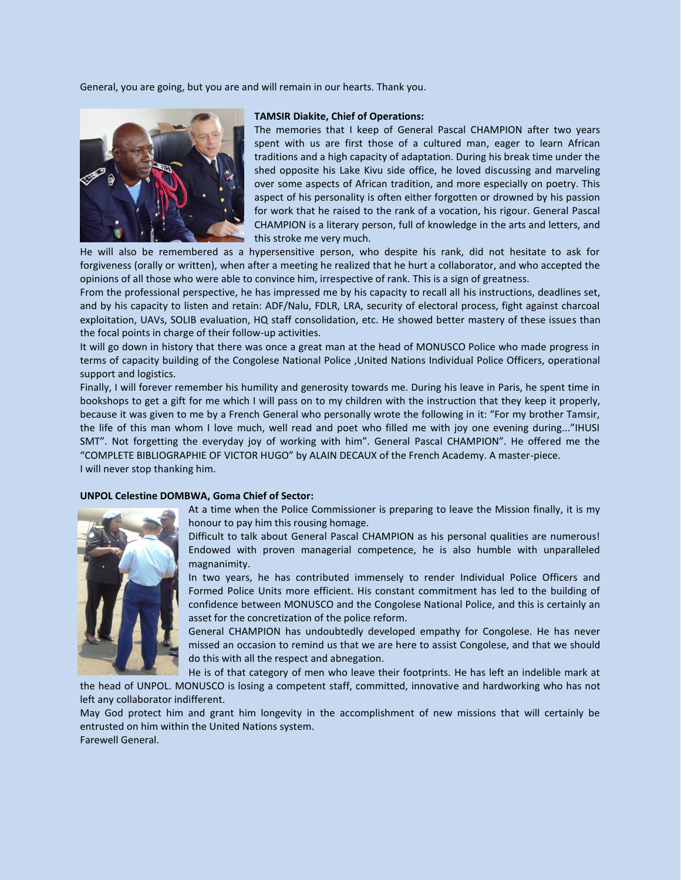General, you are going, but you are and will remain in our hearts. Thank you.

**TAMSIR Diakite, Chief of Operations:**

The memories that I keep of General Pascal CHAMPION after two years spent with us are first those of a cultured man, eager to learn African traditions and a high capacity of adaptation. During his break time under the shed opposite his Lake Kivu side office, he loved discussing and marveling over some aspects of African tradition, and more especially on poetry. This aspect of his personality is often either forgotten or drowned by his passion for work that he raised to the rank of a vocation, his rigour. General Pascal CHAMPION is a literary person, full of knowledge in the arts and letters, and this stroke me very much.

He will also be remembered as a hypersensitive person, who despite his rank, did not hesitate to ask for forgiveness (orally or written), when after a meeting he realized that he hurt a collaborator, and who accepted the opinions of all those who were able to convince him, irrespective of rank. This is a sign of greatness.

From the professional perspective, he has impressed me by his capacity to recall all his instructions, deadlines set, and by his capacity to listen and retain: ADF/Nalu, FDLR, LRA, security of electoral process, fight against charcoal exploitation, UAVs, SOLIB evaluation, HQ staff consolidation, etc. He showed better mastery of these issues than the focal points in charge of their follow-up activities.

It will go down in history that there was once a great man at the head of MONUSCO Police who made progress in terms of capacity building of the Congolese National Police ,United Nations Individual Police Officers, operational support and logistics.

Finally, I will forever remember his humility and generosity towards me. During his leave in Paris, he spent time in bookshops to get a gift for me which I will pass on to my children with the instruction that they keep it properly, because it was given to me by a French General who personally wrote the following in it: "For my brother Tamsir, the life of this man whom I love much, well read and poet who filled me with joy one evening during..."IHUSI SMT". Not forgetting the everyday joy of working with him". General Pascal CHAMPION". He offered me the "COMPLETE BIBLIOGRAPHIE OF VICTOR HUGO" by ALAIN DECAUX of the French Academy. A master-piece.

I will never stop thanking him.

**UNPOL Celestine DOMBWA, Goma Chief of Sector:**

At a time when the Police Commissioner is preparing to leave the Mission finally, it is my honour to pay him this rousing homage.

Difficult to talk about General Pascal CHAMPION as his personal qualities are numerous! Endowed with proven managerial competence, he is also humble with unparalleled magnanimity.

In two years, he has contributed immensely to render Individual Police Officers and Formed Police Units more efficient. His constant commitment has led to the building of confidence between MONUSCO and the Congolese National Police, and this is certainly an asset for the concretization of the police reform.

General CHAMPION has undoubtedly developed empathy for Congolese. He has never missed an occasion to remind us that we are here to assist Congolese, and that we should do this with all the respect and abnegation.

He is of that category of men who leave their footprints. He has left an indelible mark at the head of UNPOL. MONUSCO is losing a competent staff, committed, innovative and hardworking who has not left any collaborator indifferent.

May God protect him and grant him longevity in the accomplishment of new missions that will certainly be entrusted on him within the United Nations system.

Farewell General.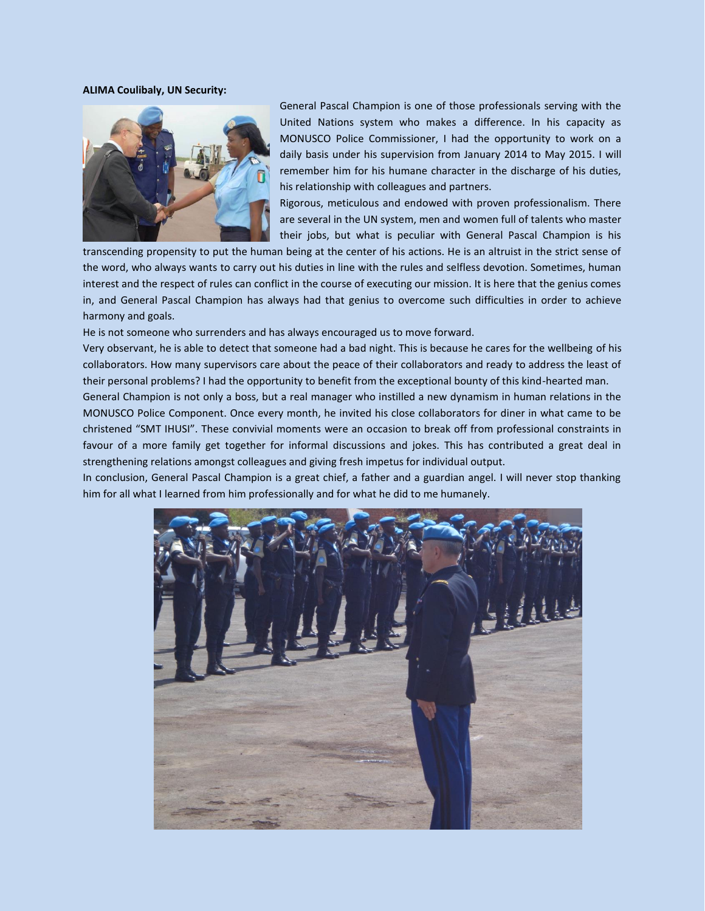**ALIMA Coulibaly, UN Security:**

General Pascal Champion is one of those professionals serving with the United Nations system who makes a difference. In his capacity as MONUSCO Police Commissioner, I had the opportunity to work on a daily basis under his supervision from January 2014 to May 2015. I will remember him for his humane character in the discharge of his duties, his relationship with colleagues and partners.

Rigorous, meticulous and endowed with proven professionalism. There are several in the UN system, men and women full of talents who master their jobs, but what is peculiar with General Pascal Champion is his transcending propensity to put the human being at the center of his actions. He is an altruist in the strict sense of the word, who always wants to carry out his duties in line with the rules and selfless devotion. Sometimes, human interest and the respect of rules can conflict in the course of executing our mission. It is here that the genius comes in, and General Pascal Champion has always had that genius to overcome such difficulties in order to achieve harmony and goals.

He is not someone who surrenders and has always encouraged us to move forward.

Very observant, he is able to detect that someone had a bad night. This is because he cares for the wellbeing of his collaborators. How many supervisors care about the peace of their collaborators and ready to address the least of their personal problems? I had the opportunity to benefit from the exceptional bounty of this kind-hearted man.

General Champion is not only a boss, but a real manager who instilled a new dynamism in human relations in the MONUSCO Police Component. Once every month, he invited his close collaborators for diner in what came to be christened "SMT IHUSI". These convivial moments were an occasion to break off from professional constraints in favour of a more family get together for informal discussions and jokes. This has contributed a great deal in strengthening relations amongst colleagues and giving fresh impetus for individual output.

In conclusion, General Pascal Champion is a great chief, a father and a guardian angel. I will never stop thanking him for all what I learned from him professionally and for what he did to me humanely.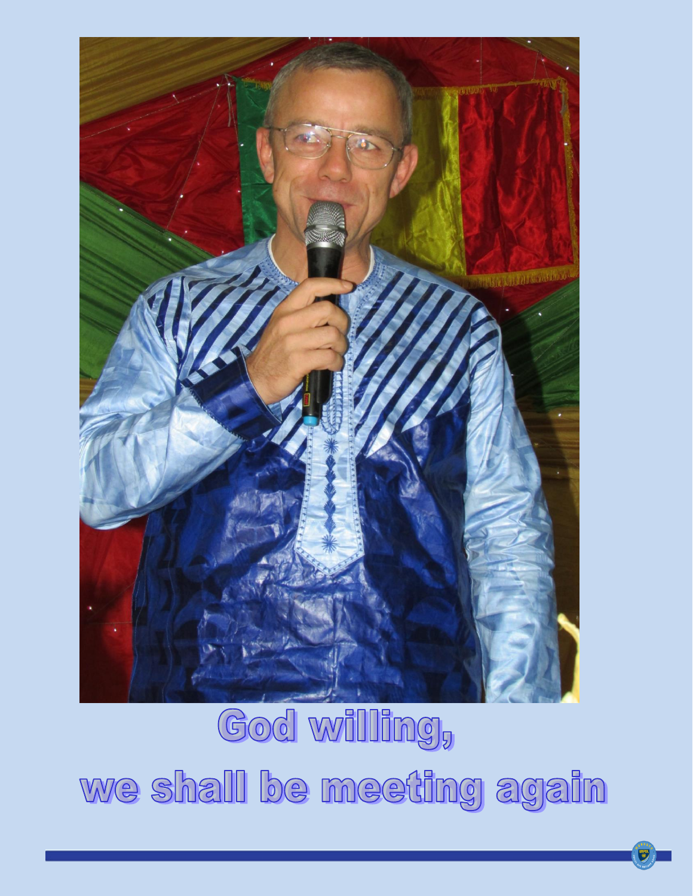God willing,

we shall be meeting again